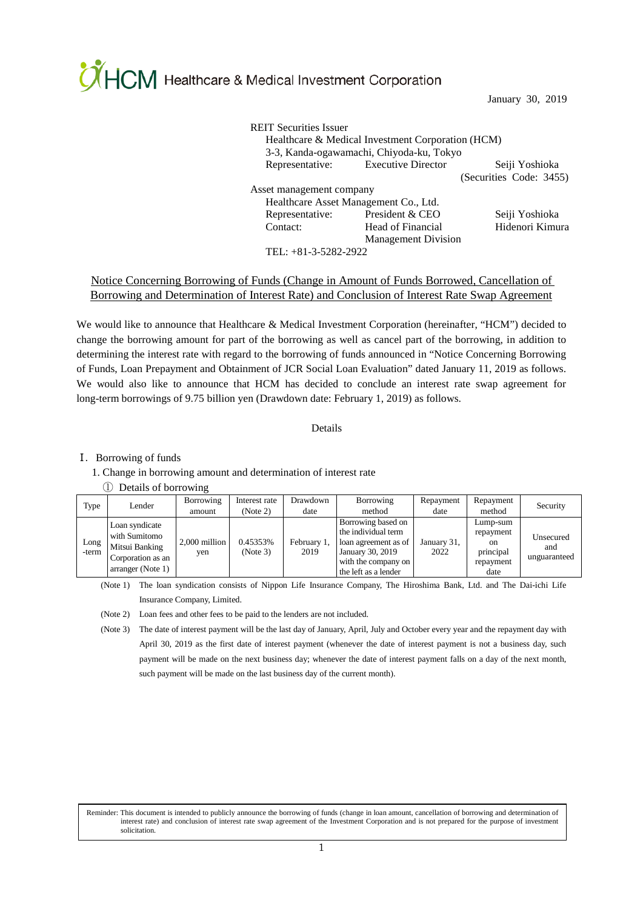HCM Healthcare & Medical Investment Corporation

January 30, 2019

REIT Securities Issuer
Healthcare & Medical Investment Corporation (HCM)
3-3, Kanda-ogawamachi, Chiyoda-ku, Tokyo
Representative: Executive Director Seiji Yoshioka
(Securities Code: 3455)

Asset management company
Healthcare Asset Management Co., Ltd.
Representative: President & CEO Seiji Yoshioka
Contact: Head of Financial Management Division Hidenori Kimura
TEL: +81-3-5282-2922

## Notice Concerning Borrowing of Funds (Change in Amount of Funds Borrowed, Cancellation of Borrowing and Determination of Interest Rate) and Conclusion of Interest Rate Swap Agreement

We would like to announce that Healthcare & Medical Investment Corporation (hereinafter, "HCM") decided to change the borrowing amount for part of the borrowing as well as cancel part of the borrowing, in addition to determining the interest rate with regard to the borrowing of funds announced in "Notice Concerning Borrowing of Funds, Loan Prepayment and Obtainment of JCR Social Loan Evaluation" dated January 11, 2019 as follows. We would also like to announce that HCM has decided to conclude an interest rate swap agreement for long-term borrowings of 9.75 billion yen (Drawdown date: February 1, 2019) as follows.

Details

### Ⅰ. Borrowing of funds

1. Change in borrowing amount and determination of interest rate

① Details of borrowing

| Type | Lender | Borrowing amount | Interest rate (Note 2) | Drawdown date | Borrowing method | Repayment date | Repayment method | Security |
|---|---|---|---|---|---|---|---|---|
| Long-term | Loan syndicate with Sumitomo Mitsui Banking Corporation as an arranger (Note 1) | 2,000 million yen | 0.45353% (Note 3) | February 1, 2019 | Borrowing based on the individual term loan agreement as of January 30, 2019 with the company on the left as a lender | January 31, 2022 | Lump-sum repayment on principal repayment date | Unsecured and unguaranteed |

(Note 1) The loan syndication consists of Nippon Life Insurance Company, The Hiroshima Bank, Ltd. and The Dai-ichi Life Insurance Company, Limited.

(Note 2) Loan fees and other fees to be paid to the lenders are not included.

(Note 3) The date of interest payment will be the last day of January, April, July and October every year and the repayment day with April 30, 2019 as the first date of interest payment (whenever the date of interest payment is not a business day, such payment will be made on the next business day; whenever the date of interest payment falls on a day of the next month, such payment will be made on the last business day of the current month).

Reminder: This document is intended to publicly announce the borrowing of funds (change in loan amount, cancellation of borrowing and determination of interest rate) and conclusion of interest rate swap agreement of the Investment Corporation and is not prepared for the purpose of investment solicitation.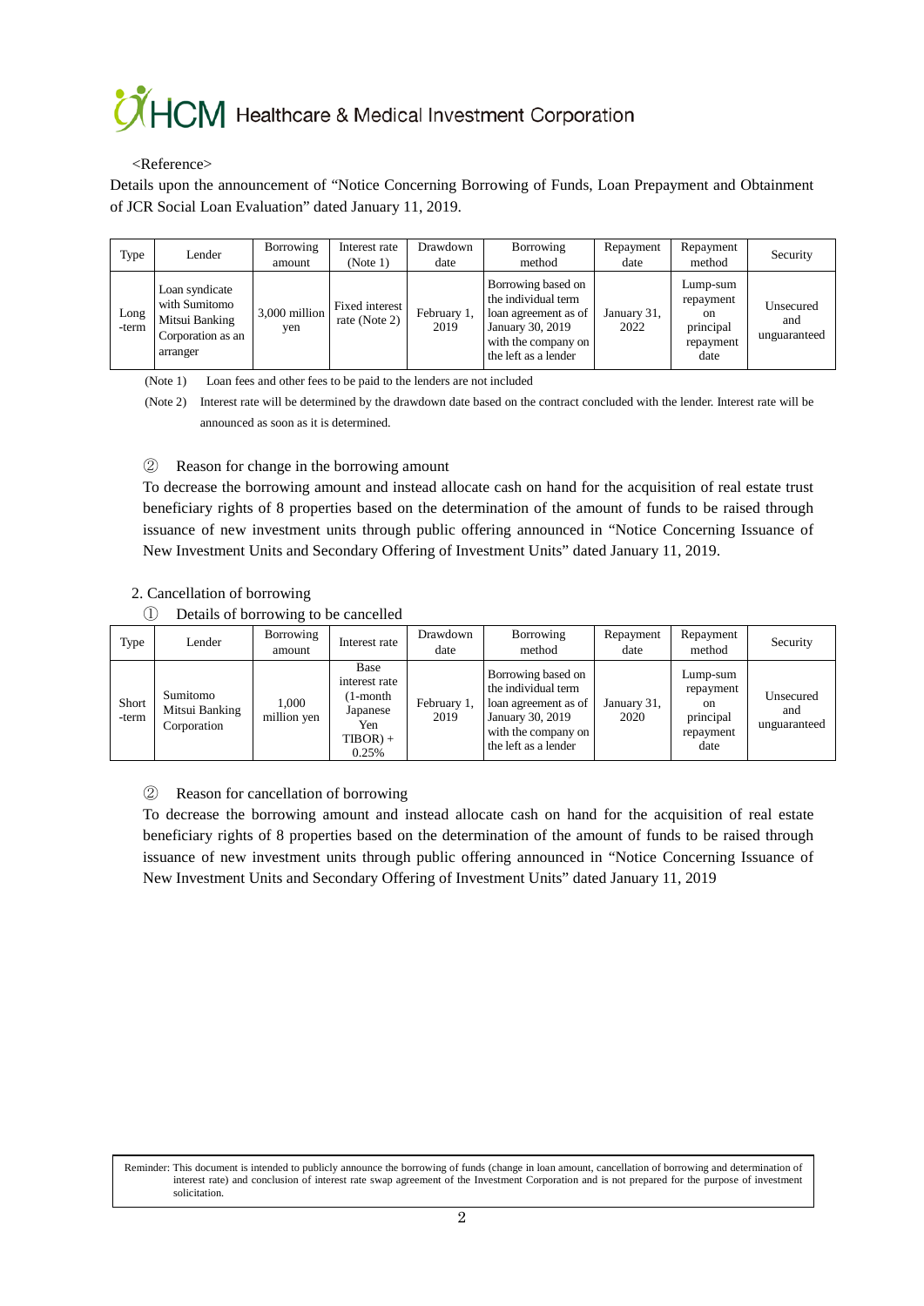<Reference>

Details upon the announcement of “Notice Concerning Borrowing of Funds, Loan Prepayment and Obtainment of JCR Social Loan Evaluation” dated January 11, 2019.

| Type | Lender | Borrowing amount | Interest rate (Note 1) | Drawdown date | Borrowing method | Repayment date | Repayment method | Security |
|---|---|---|---|---|---|---|---|---|
| Long -term | Loan syndicate with Sumitomo Mitsui Banking Corporation as an arranger | 3,000 million yen | Fixed interest rate (Note 2) | February 1, 2019 | Borrowing based on the individual term loan agreement as of January 30, 2019 with the company on the left as a lender | January 31, 2022 | Lump-sum repayment on principal repayment date | Unsecured and unguaranteed |

(Note 1) Loan fees and other fees to be paid to the lenders are not included

(Note 2) Interest rate will be determined by the drawdown date based on the contract concluded with the lender. Interest rate will be announced as soon as it is determined.

② Reason for change in the borrowing amount

To decrease the borrowing amount and instead allocate cash on hand for the acquisition of real estate trust beneficiary rights of 8 properties based on the determination of the amount of funds to be raised through issuance of new investment units through public offering announced in “Notice Concerning Issuance of New Investment Units and Secondary Offering of Investment Units” dated January 11, 2019.

2. Cancellation of borrowing

① Details of borrowing to be cancelled

| Type | Lender | Borrowing amount | Interest rate | Drawdown date | Borrowing method | Repayment date | Repayment method | Security |
|---|---|---|---|---|---|---|---|---|
| Short -term | Sumitomo Mitsui Banking Corporation | 1,000 million yen | Base interest rate (1-month Japanese Yen TIBOR) + 0.25% | February 1, 2019 | Borrowing based on the individual term loan agreement as of January 30, 2019 with the company on the left as a lender | January 31, 2020 | Lump-sum repayment on principal repayment date | Unsecured and unguaranteed |

② Reason for cancellation of borrowing

To decrease the borrowing amount and instead allocate cash on hand for the acquisition of real estate beneficiary rights of 8 properties based on the determination of the amount of funds to be raised through issuance of new investment units through public offering announced in “Notice Concerning Issuance of New Investment Units and Secondary Offering of Investment Units” dated January 11, 2019

Reminder: This document is intended to publicly announce the borrowing of funds (change in loan amount, cancellation of borrowing and determination of interest rate) and conclusion of interest rate swap agreement of the Investment Corporation and is not prepared for the purpose of investment solicitation.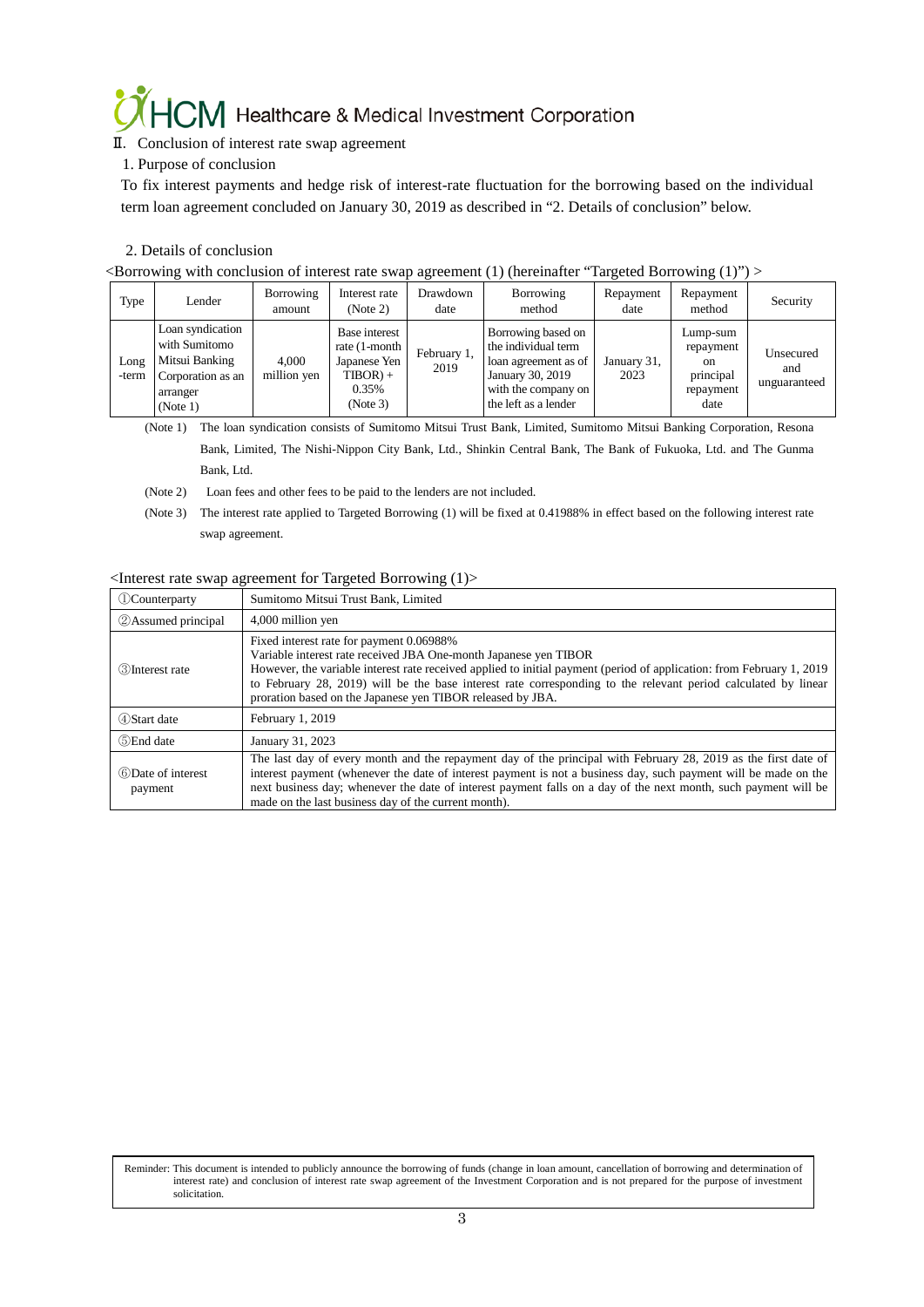## Ⅱ. Conclusion of interest rate swap agreement

### 1. Purpose of conclusion

To fix interest payments and hedge risk of interest-rate fluctuation for the borrowing based on the individual term loan agreement concluded on January 30, 2019 as described in "2. Details of conclusion" below.

### 2. Details of conclusion

<Borrowing with conclusion of interest rate swap agreement (1) (hereinafter "Targeted Borrowing (1)") >

| Type | Lender | Borrowing amount | Interest rate (Note 2) | Drawdown date | Borrowing method | Repayment date | Repayment method | Security |
|---|---|---|---|---|---|---|---|---|
| Long -term | Loan syndication with Sumitomo Mitsui Banking Corporation as an arranger (Note 1) | 4,000 million yen | Base interest rate (1-month Japanese Yen TIBOR) + 0.35% (Note 3) | February 1, 2019 | Borrowing based on the individual term loan agreement as of January 30, 2019 with the company on the left as a lender | January 31, 2023 | Lump-sum repayment on principal repayment date | Unsecured and unguaranteed |

(Note 1) The loan syndication consists of Sumitomo Mitsui Trust Bank, Limited, Sumitomo Mitsui Banking Corporation, Resona Bank, Limited, The Nishi-Nippon City Bank, Ltd., Shinkin Central Bank, The Bank of Fukuoka, Ltd. and The Gunma Bank, Ltd.

(Note 2) Loan fees and other fees to be paid to the lenders are not included.

(Note 3) The interest rate applied to Targeted Borrowing (1) will be fixed at 0.41988% in effect based on the following interest rate swap agreement.

<Interest rate swap agreement for Targeted Borrowing (1)>

| | |
|---|---|
| ①Counterparty | Sumitomo Mitsui Trust Bank, Limited |
| ②Assumed principal | 4,000 million yen |
| ③Interest rate | Fixed interest rate for payment 0.06988%<br>Variable interest rate received JBA One-month Japanese yen TIBOR<br>However, the variable interest rate received applied to initial payment (period of application: from February 1, 2019 to February 28, 2019) will be the base interest rate corresponding to the relevant period calculated by linear proration based on the Japanese yen TIBOR released by JBA. |
| ④Start date | February 1, 2019 |
| ⑤End date | January 31, 2023 |
| ⑥Date of interest payment | The last day of every month and the repayment day of the principal with February 28, 2019 as the first date of interest payment (whenever the date of interest payment is not a business day, such payment will be made on the next business day; whenever the date of interest payment falls on a day of the next month, such payment will be made on the last business day of the current month). |

Reminder: This document is intended to publicly announce the borrowing of funds (change in loan amount, cancellation of borrowing and determination of interest rate) and conclusion of interest rate swap agreement of the Investment Corporation and is not prepared for the purpose of investment solicitation.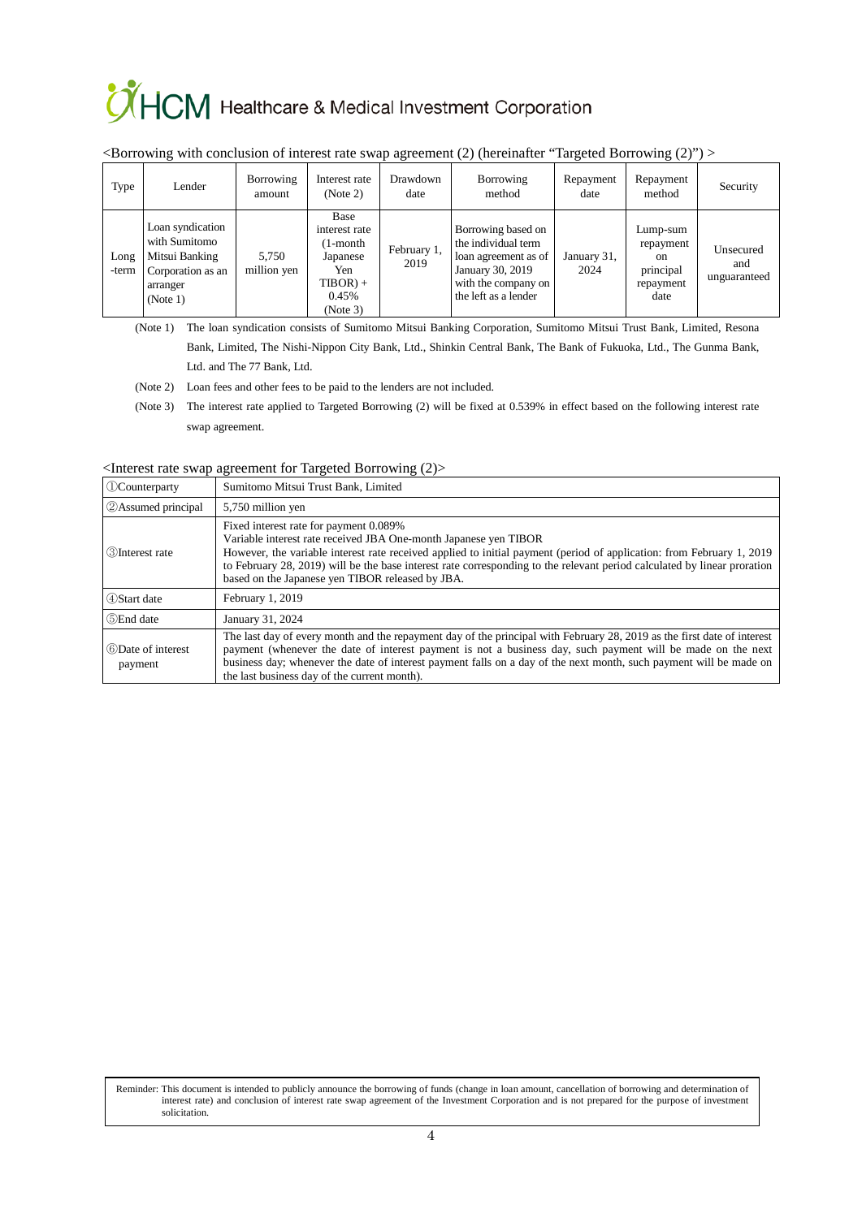<Borrowing with conclusion of interest rate swap agreement (2) (hereinafter "Targeted Borrowing (2)") >

| Type | Lender | Borrowing amount | Interest rate (Note 2) | Drawdown date | Borrowing method | Repayment date | Repayment method | Security |
|---|---|---|---|---|---|---|---|---|
| Long -term | Loan syndication with Sumitomo Mitsui Banking Corporation as an arranger (Note 1) | 5,750 million yen | Base interest rate (1-month Japanese Yen TIBOR) + 0.45% (Note 3) | February 1, 2019 | Borrowing based on the individual term loan agreement as of January 30, 2019 with the company on the left as a lender | January 31, 2024 | Lump-sum repayment on principal repayment date | Unsecured and unguaranteed |

(Note 1) The loan syndication consists of Sumitomo Mitsui Banking Corporation, Sumitomo Mitsui Trust Bank, Limited, Resona Bank, Limited, The Nishi-Nippon City Bank, Ltd., Shinkin Central Bank, The Bank of Fukuoka, Ltd., The Gunma Bank, Ltd. and The 77 Bank, Ltd.

(Note 2) Loan fees and other fees to be paid to the lenders are not included.

(Note 3) The interest rate applied to Targeted Borrowing (2) will be fixed at 0.539% in effect based on the following interest rate swap agreement.

<Interest rate swap agreement for Targeted Borrowing (2)>

| | |
|---|---|
| ①Counterparty | Sumitomo Mitsui Trust Bank, Limited |
| ②Assumed principal | 5,750 million yen |
| ③Interest rate | Fixed interest rate for payment 0.089%<br>Variable interest rate received JBA One-month Japanese yen TIBOR<br>However, the variable interest rate received applied to initial payment (period of application: from February 1, 2019 to February 28, 2019) will be the base interest rate corresponding to the relevant period calculated by linear proration based on the Japanese yen TIBOR released by JBA. |
| ④Start date | February 1, 2019 |
| ⑤End date | January 31, 2024 |
| ⑥Date of interest payment | The last day of every month and the repayment day of the principal with February 28, 2019 as the first date of interest payment (whenever the date of interest payment is not a business day, such payment will be made on the next business day; whenever the date of interest payment falls on a day of the next month, such payment will be made on the last business day of the current month). |

Reminder: This document is intended to publicly announce the borrowing of funds (change in loan amount, cancellation of borrowing and determination of interest rate) and conclusion of interest rate swap agreement of the Investment Corporation and is not prepared for the purpose of investment solicitation.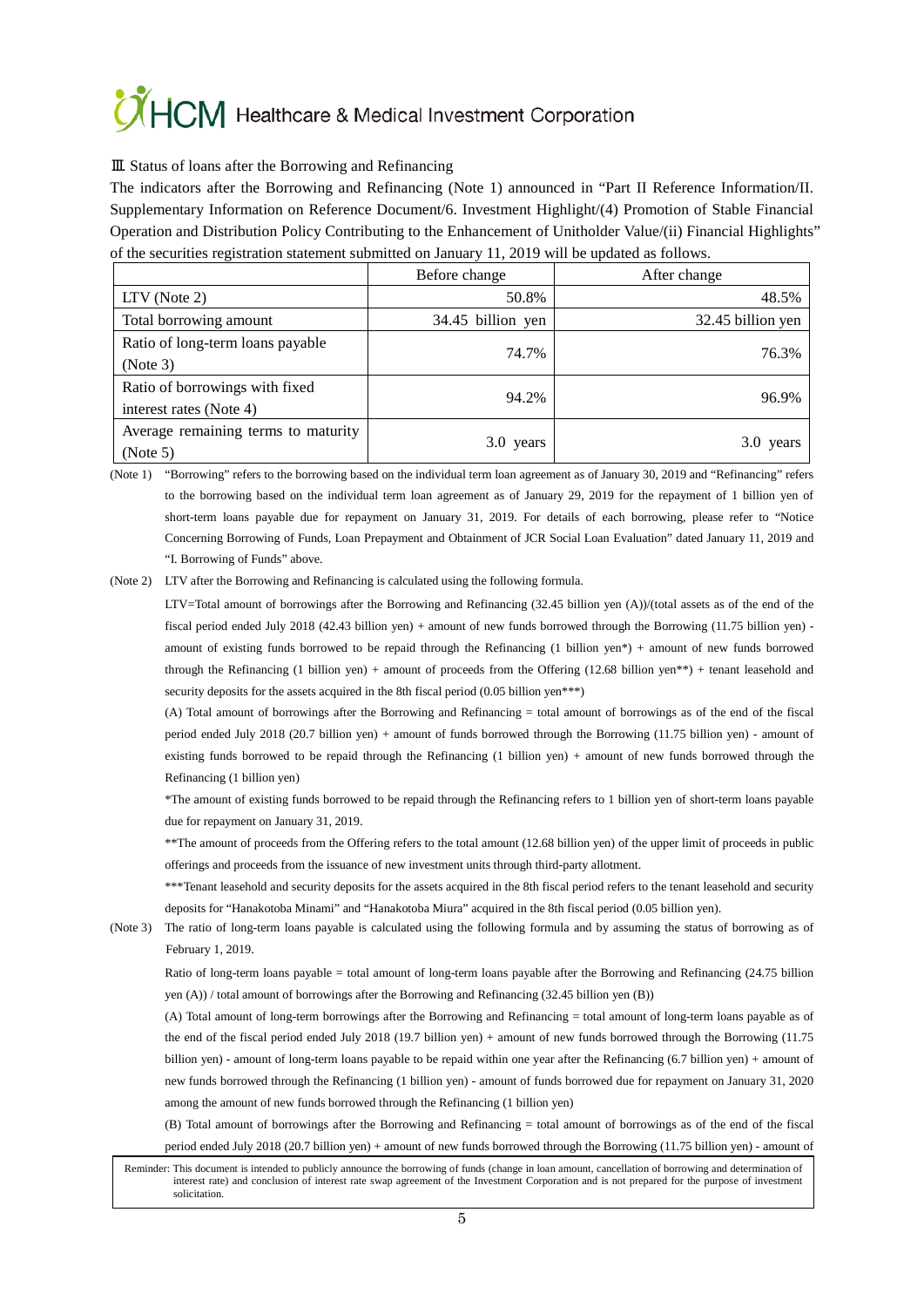### III. Status of loans after the Borrowing and Refinancing

The indicators after the Borrowing and Refinancing (Note 1) announced in "Part II Reference Information/II. Supplementary Information on Reference Document/6. Investment Highlight/(4) Promotion of Stable Financial Operation and Distribution Policy Contributing to the Enhancement of Unitholder Value/(ii) Financial Highlights" of the securities registration statement submitted on January 11, 2019 will be updated as follows.

| | Before change | After change |
|---|---|---|
| LTV (Note 2) | 50.8% | 48.5% |
| Total borrowing amount | 34.45 billion yen | 32.45 billion yen |
| Ratio of long-term loans payable (Note 3) | 74.7% | 76.3% |
| Ratio of borrowings with fixed interest rates (Note 4) | 94.2% | 96.9% |
| Average remaining terms to maturity (Note 5) | 3.0 years | 3.0 years |

(Note 1) "Borrowing" refers to the borrowing based on the individual term loan agreement as of January 30, 2019 and "Refinancing" refers to the borrowing based on the individual term loan agreement as of January 29, 2019 for the repayment of 1 billion yen of short-term loans payable due for repayment on January 31, 2019. For details of each borrowing, please refer to "Notice Concerning Borrowing of Funds, Loan Prepayment and Obtainment of JCR Social Loan Evaluation" dated January 11, 2019 and "I. Borrowing of Funds" above.

(Note 2) LTV after the Borrowing and Refinancing is calculated using the following formula.

LTV=Total amount of borrowings after the Borrowing and Refinancing (32.45 billion yen (A))/(total assets as of the end of the fiscal period ended July 2018 (42.43 billion yen) + amount of new funds borrowed through the Borrowing (11.75 billion yen) - amount of existing funds borrowed to be repaid through the Refinancing (1 billion yen*) + amount of new funds borrowed through the Refinancing (1 billion yen) + amount of proceeds from the Offering (12.68 billion yen**) + tenant leasehold and security deposits for the assets acquired in the 8th fiscal period (0.05 billion yen***)

(A) Total amount of borrowings after the Borrowing and Refinancing = total amount of borrowings as of the end of the fiscal period ended July 2018 (20.7 billion yen) + amount of funds borrowed through the Borrowing (11.75 billion yen) - amount of existing funds borrowed to be repaid through the Refinancing (1 billion yen) + amount of new funds borrowed through the Refinancing (1 billion yen)

*The amount of existing funds borrowed to be repaid through the Refinancing refers to 1 billion yen of short-term loans payable due for repayment on January 31, 2019.

**The amount of proceeds from the Offering refers to the total amount (12.68 billion yen) of the upper limit of proceeds in public offerings and proceeds from the issuance of new investment units through third-party allotment.

***Tenant leasehold and security deposits for the assets acquired in the 8th fiscal period refers to the tenant leasehold and security deposits for "Hanakotoba Minami" and "Hanakotoba Miura" acquired in the 8th fiscal period (0.05 billion yen).

(Note 3) The ratio of long-term loans payable is calculated using the following formula and by assuming the status of borrowing as of February 1, 2019.

Ratio of long-term loans payable = total amount of long-term loans payable after the Borrowing and Refinancing (24.75 billion yen (A)) / total amount of borrowings after the Borrowing and Refinancing (32.45 billion yen (B))

(A) Total amount of long-term borrowings after the Borrowing and Refinancing = total amount of long-term loans payable as of the end of the fiscal period ended July 2018 (19.7 billion yen) + amount of new funds borrowed through the Borrowing (11.75 billion yen) - amount of long-term loans payable to be repaid within one year after the Refinancing (6.7 billion yen) + amount of new funds borrowed through the Refinancing (1 billion yen) - amount of funds borrowed due for repayment on January 31, 2020 among the amount of new funds borrowed through the Refinancing (1 billion yen)

(B) Total amount of borrowings after the Borrowing and Refinancing = total amount of borrowings as of the end of the fiscal period ended July 2018 (20.7 billion yen) + amount of new funds borrowed through the Borrowing (11.75 billion yen) - amount of

Reminder: This document is intended to publicly announce the borrowing of funds (change in loan amount, cancellation of borrowing and determination of interest rate) and conclusion of interest rate swap agreement of the Investment Corporation and is not prepared for the purpose of investment solicitation.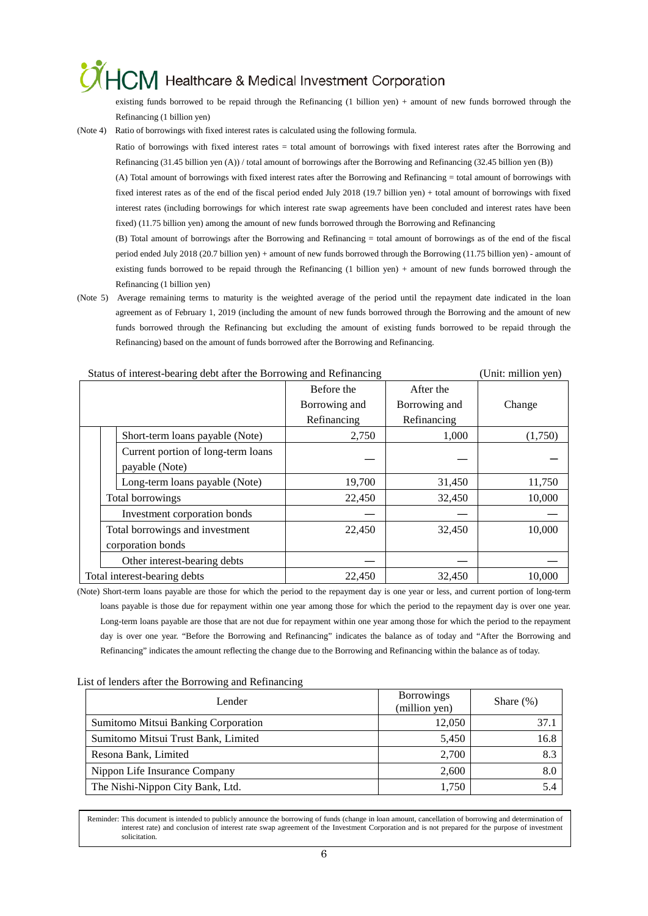existing funds borrowed to be repaid through the Refinancing (1 billion yen) + amount of new funds borrowed through the Refinancing (1 billion yen)

(Note 4) Ratio of borrowings with fixed interest rates is calculated using the following formula.

Ratio of borrowings with fixed interest rates = total amount of borrowings with fixed interest rates after the Borrowing and Refinancing (31.45 billion yen (A)) / total amount of borrowings after the Borrowing and Refinancing (32.45 billion yen (B))

(A) Total amount of borrowings with fixed interest rates after the Borrowing and Refinancing = total amount of borrowings with fixed interest rates as of the end of the fiscal period ended July 2018 (19.7 billion yen) + total amount of borrowings with fixed interest rates (including borrowings for which interest rate swap agreements have been concluded and interest rates have been fixed) (11.75 billion yen) among the amount of new funds borrowed through the Borrowing and Refinancing

(B) Total amount of borrowings after the Borrowing and Refinancing = total amount of borrowings as of the end of the fiscal period ended July 2018 (20.7 billion yen) + amount of new funds borrowed through the Borrowing (11.75 billion yen) - amount of existing funds borrowed to be repaid through the Refinancing (1 billion yen) + amount of new funds borrowed through the Refinancing (1 billion yen)

(Note 5) Average remaining terms to maturity is the weighted average of the period until the repayment date indicated in the loan agreement as of February 1, 2019 (including the amount of new funds borrowed through the Borrowing and the amount of new funds borrowed through the Refinancing but excluding the amount of existing funds borrowed to be repaid through the Refinancing) based on the amount of funds borrowed after the Borrowing and Refinancing.

Status of interest-bearing debt after the Borrowing and Refinancing (Unit: million yen)

| | Before the Borrowing and Refinancing | After the Borrowing and Refinancing | Change |
|---|---|---|---|
| Short-term loans payable (Note) | 2,750 | 1,000 | (1,750) |
| Current portion of long-term loans payable (Note) | — | — | — |
| Long-term loans payable (Note) | 19,700 | 31,450 | 11,750 |
| Total borrowings | 22,450 | 32,450 | 10,000 |
| Investment corporation bonds | — | — | — |
| Total borrowings and investment corporation bonds | 22,450 | 32,450 | 10,000 |
| Other interest-bearing debts | — | — | — |
| Total interest-bearing debts | 22,450 | 32,450 | 10,000 |

(Note) Short-term loans payable are those for which the period to the repayment day is one year or less, and current portion of long-term loans payable is those due for repayment within one year among those for which the period to the repayment day is over one year. Long-term loans payable are those that are not due for repayment within one year among those for which the period to the repayment day is over one year. "Before the Borrowing and Refinancing" indicates the balance as of today and "After the Borrowing and Refinancing" indicates the amount reflecting the change due to the Borrowing and Refinancing within the balance as of today.

List of lenders after the Borrowing and Refinancing

| Lender | Borrowings (million yen) | Share (%) |
|---|---|---|
| Sumitomo Mitsui Banking Corporation | 12,050 | 37.1 |
| Sumitomo Mitsui Trust Bank, Limited | 5,450 | 16.8 |
| Resona Bank, Limited | 2,700 | 8.3 |
| Nippon Life Insurance Company | 2,600 | 8.0 |
| The Nishi-Nippon City Bank, Ltd. | 1,750 | 5.4 |

Reminder: This document is intended to publicly announce the borrowing of funds (change in loan amount, cancellation of borrowing and determination of interest rate) and conclusion of interest rate swap agreement of the Investment Corporation and is not prepared for the purpose of investment solicitation.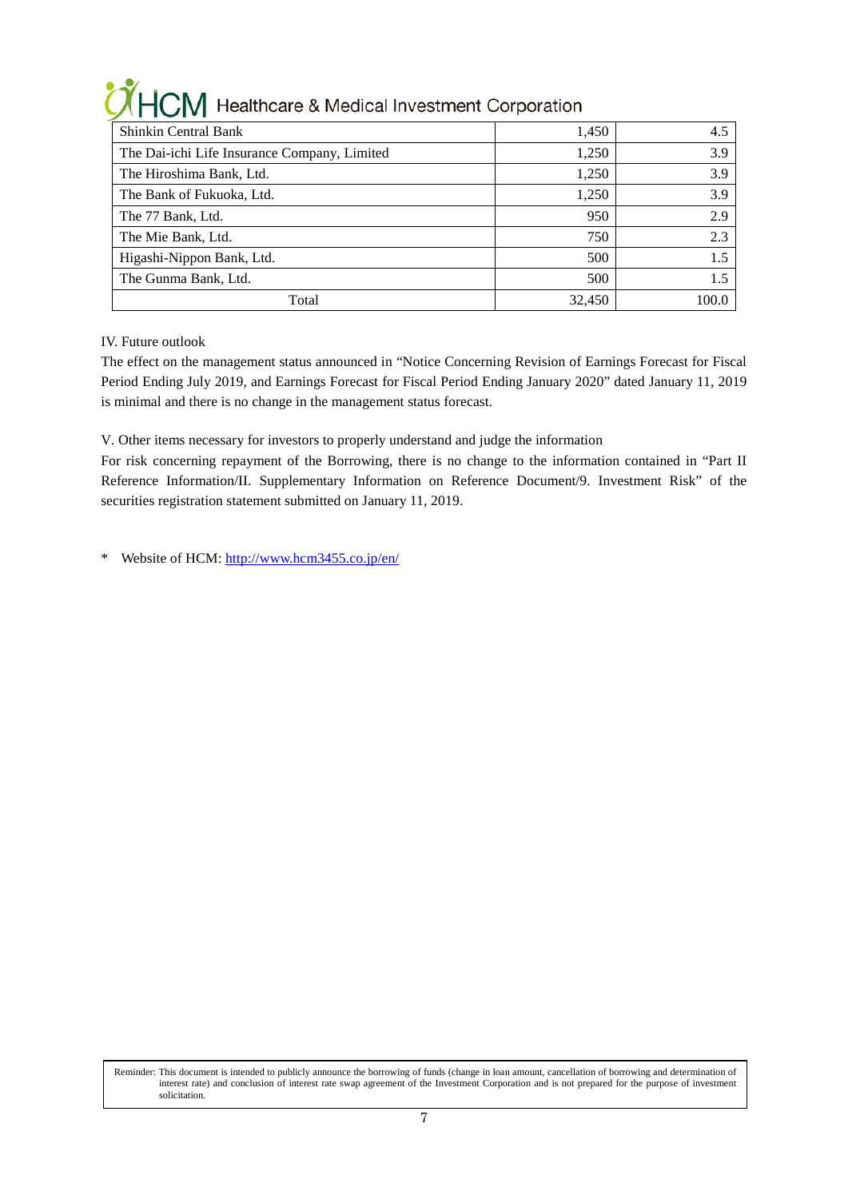| | | |
|---|---|---|
| Shinkin Central Bank | 1,450 | 4.5 |
| The Dai-ichi Life Insurance Company, Limited | 1,250 | 3.9 |
| The Hiroshima Bank, Ltd. | 1,250 | 3.9 |
| The Bank of Fukuoka, Ltd. | 1,250 | 3.9 |
| The 77 Bank, Ltd. | 950 | 2.9 |
| The Mie Bank, Ltd. | 750 | 2.3 |
| Higashi-Nippon Bank, Ltd. | 500 | 1.5 |
| The Gunma Bank, Ltd. | 500 | 1.5 |
| Total | 32,450 | 100.0 |

IV. Future outlook

The effect on the management status announced in "Notice Concerning Revision of Earnings Forecast for Fiscal Period Ending July 2019, and Earnings Forecast for Fiscal Period Ending January 2020" dated January 11, 2019 is minimal and there is no change in the management status forecast.

V. Other items necessary for investors to properly understand and judge the information

For risk concerning repayment of the Borrowing, there is no change to the information contained in "Part II Reference Information/II. Supplementary Information on Reference Document/9. Investment Risk" of the securities registration statement submitted on January 11, 2019.

\* Website of HCM: http://www.hcm3455.co.jp/en/

Reminder: This document is intended to publicly announce the borrowing of funds (change in loan amount, cancellation of borrowing and determination of interest rate) and conclusion of interest rate swap agreement of the Investment Corporation and is not prepared for the purpose of investment solicitation.